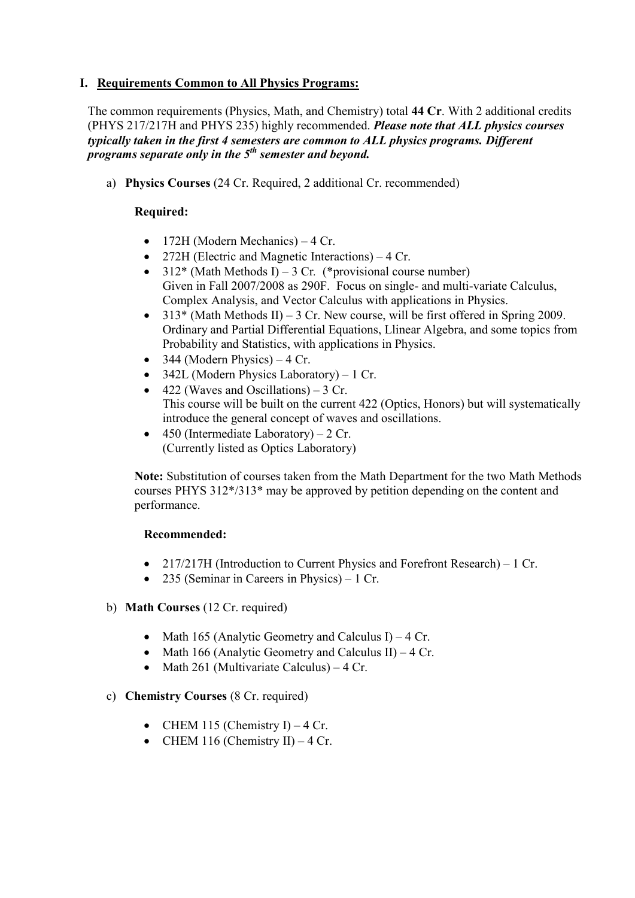## I. Requirements Common to All Physics Programs:

The common requirements (Physics, Math, and Chemistry) total **44 Cr**. With 2 additional credits (PHYS 217/217H and PHYS 235) highly recommended. ***Please note that ALL physics courses typically taken in the first 4 semesters are common to ALL physics programs. Different programs separate only in the 5th semester and beyond.***

a) **Physics Courses** (24 Cr. Required, 2 additional Cr. recommended)

**Required:**

- 172H (Modern Mechanics) – 4 Cr.
- 272H (Electric and Magnetic Interactions) – 4 Cr.
- 312* (Math Methods I) – 3 Cr. (*provisional course number)
  Given in Fall 2007/2008 as 290F. Focus on single- and multi-variate Calculus, Complex Analysis, and Vector Calculus with applications in Physics.
- 313* (Math Methods II) – 3 Cr. New course, will be first offered in Spring 2009. Ordinary and Partial Differential Equations, Llinear Algebra, and some topics from Probability and Statistics, with applications in Physics.
- 344 (Modern Physics) – 4 Cr.
- 342L (Modern Physics Laboratory) – 1 Cr.
- 422 (Waves and Oscillations) – 3 Cr.
  This course will be built on the current 422 (Optics, Honors) but will systematically introduce the general concept of waves and oscillations.
- 450 (Intermediate Laboratory) – 2 Cr.
  (Currently listed as Optics Laboratory)

**Note:** Substitution of courses taken from the Math Department for the two Math Methods courses PHYS 312*/313* may be approved by petition depending on the content and performance.

**Recommended:**

- 217/217H (Introduction to Current Physics and Forefront Research) – 1 Cr.
- 235 (Seminar in Careers in Physics) – 1 Cr.

b) **Math Courses** (12 Cr. required)

- Math 165 (Analytic Geometry and Calculus I) – 4 Cr.
- Math 166 (Analytic Geometry and Calculus II) – 4 Cr.
- Math 261 (Multivariate Calculus) – 4 Cr.

c) **Chemistry Courses** (8 Cr. required)

- CHEM 115 (Chemistry I) – 4 Cr.
- CHEM 116 (Chemistry II) – 4 Cr.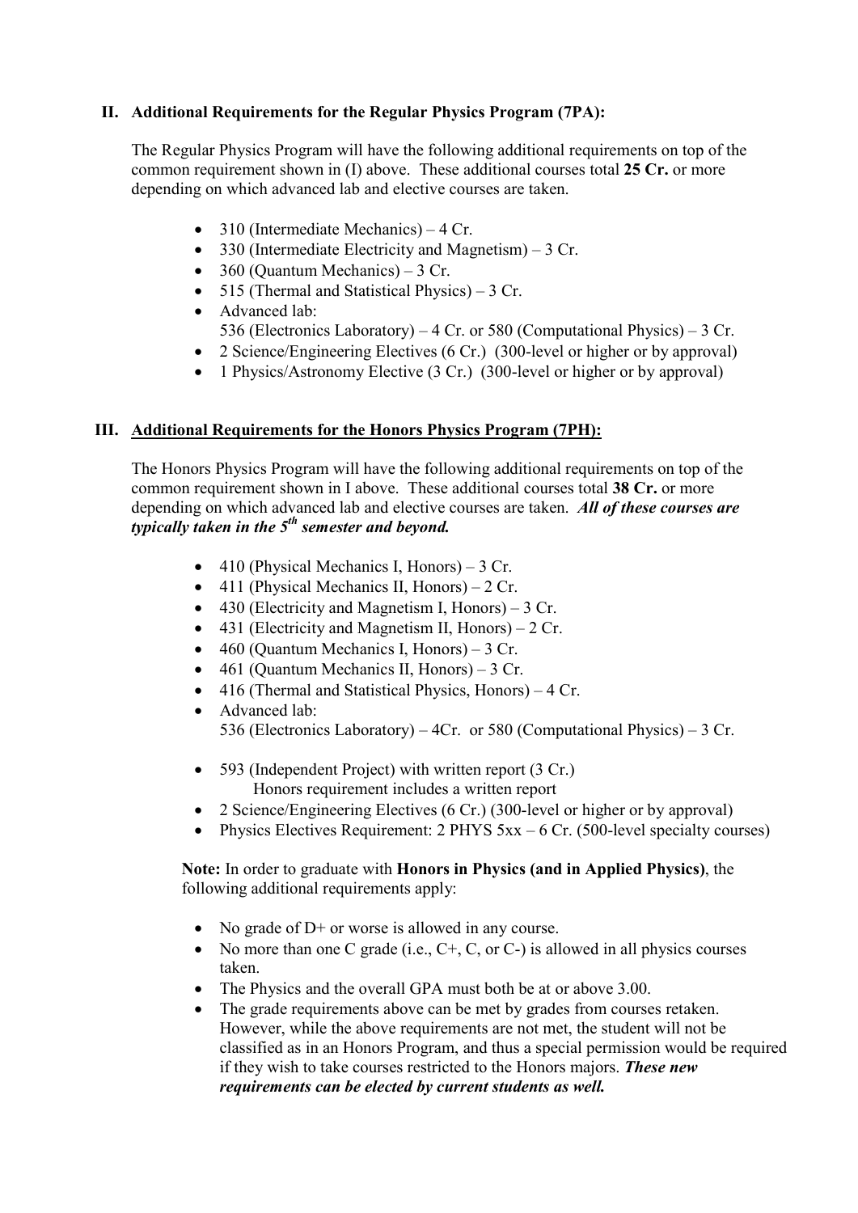## II. Additional Requirements for the Regular Physics Program (7PA):

The Regular Physics Program will have the following additional requirements on top of the common requirement shown in (I) above. These additional courses total **25 Cr.** or more depending on which advanced lab and elective courses are taken.

- 310 (Intermediate Mechanics) – 4 Cr.
- 330 (Intermediate Electricity and Magnetism) – 3 Cr.
- 360 (Quantum Mechanics) – 3 Cr.
- 515 (Thermal and Statistical Physics) – 3 Cr.
- Advanced lab:
  536 (Electronics Laboratory) – 4 Cr. or 580 (Computational Physics) – 3 Cr.
- 2 Science/Engineering Electives (6 Cr.) (300-level or higher or by approval)
- 1 Physics/Astronomy Elective (3 Cr.) (300-level or higher or by approval)

## III. Additional Requirements for the Honors Physics Program (7PH):

The Honors Physics Program will have the following additional requirements on top of the common requirement shown in I above. These additional courses total **38 Cr.** or more depending on which advanced lab and elective courses are taken. ***All of these courses are typically taken in the 5th semester and beyond.***

- 410 (Physical Mechanics I, Honors) – 3 Cr.
- 411 (Physical Mechanics II, Honors) – 2 Cr.
- 430 (Electricity and Magnetism I, Honors) – 3 Cr.
- 431 (Electricity and Magnetism II, Honors) – 2 Cr.
- 460 (Quantum Mechanics I, Honors) – 3 Cr.
- 461 (Quantum Mechanics II, Honors) – 3 Cr.
- 416 (Thermal and Statistical Physics, Honors) – 4 Cr.
- Advanced lab:
  536 (Electronics Laboratory) – 4Cr. or 580 (Computational Physics) – 3 Cr.
- 593 (Independent Project) with written report (3 Cr.)
  Honors requirement includes a written report
- 2 Science/Engineering Electives (6 Cr.) (300-level or higher or by approval)
- Physics Electives Requirement: 2 PHYS 5xx – 6 Cr. (500-level specialty courses)

**Note:** In order to graduate with **Honors in Physics (and in Applied Physics)**, the following additional requirements apply:

- No grade of D+ or worse is allowed in any course.
- No more than one C grade (i.e., C+, C, or C-) is allowed in all physics courses taken.
- The Physics and the overall GPA must both be at or above 3.00.
- The grade requirements above can be met by grades from courses retaken. However, while the above requirements are not met, the student will not be classified as in an Honors Program, and thus a special permission would be required if they wish to take courses restricted to the Honors majors. ***These new requirements can be elected by current students as well.***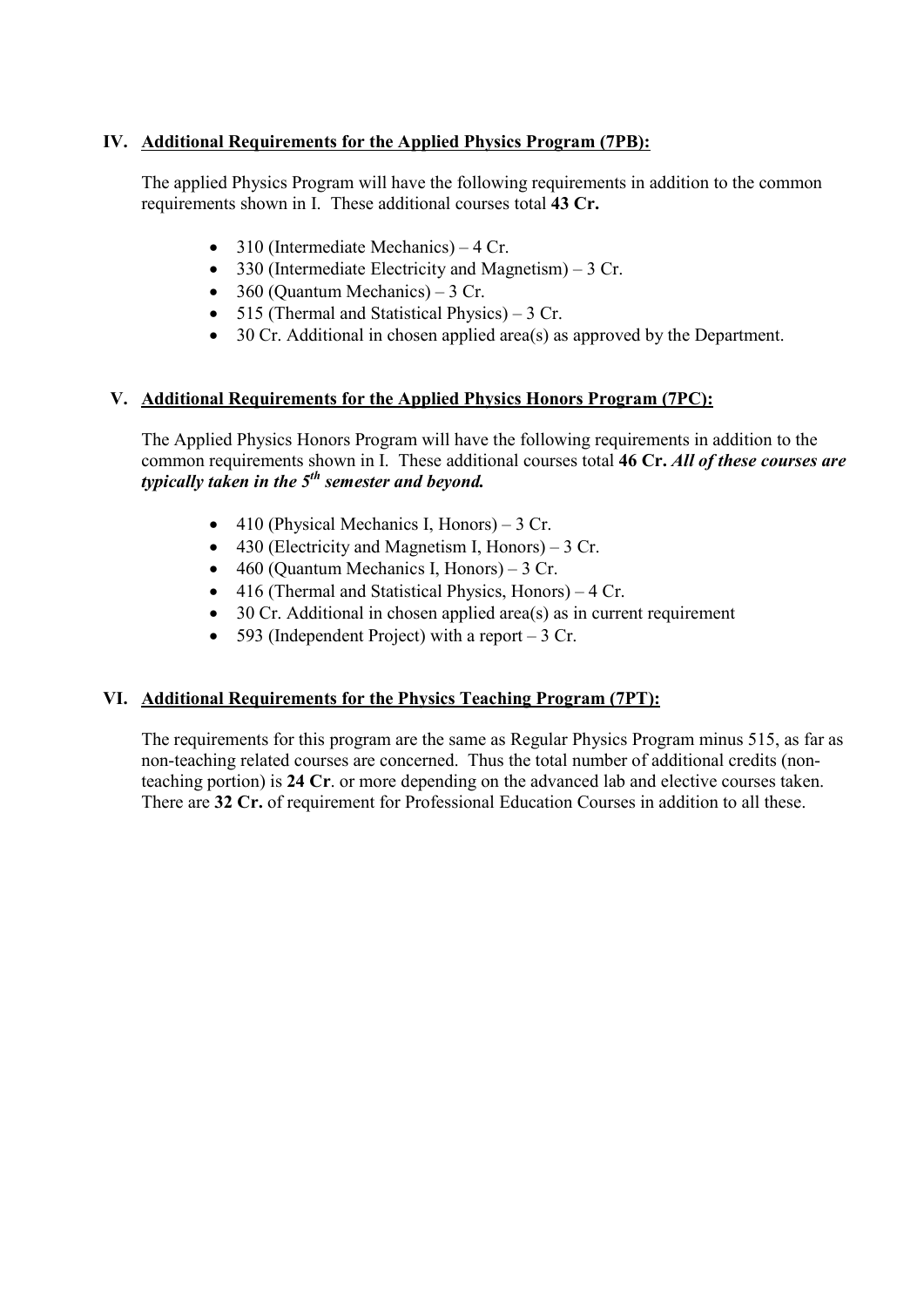## IV. Additional Requirements for the Applied Physics Program (7PB):

The applied Physics Program will have the following requirements in addition to the common requirements shown in I. These additional courses total **43 Cr.**

- 310 (Intermediate Mechanics) – 4 Cr.
- 330 (Intermediate Electricity and Magnetism) – 3 Cr.
- 360 (Quantum Mechanics) – 3 Cr.
- 515 (Thermal and Statistical Physics) – 3 Cr.
- 30 Cr. Additional in chosen applied area(s) as approved by the Department.

## V. Additional Requirements for the Applied Physics Honors Program (7PC):

The Applied Physics Honors Program will have the following requirements in addition to the common requirements shown in I. These additional courses total **46 Cr.** ***All of these courses are typically taken in the 5th semester and beyond.***

- 410 (Physical Mechanics I, Honors) – 3 Cr.
- 430 (Electricity and Magnetism I, Honors) – 3 Cr.
- 460 (Quantum Mechanics I, Honors) – 3 Cr.
- 416 (Thermal and Statistical Physics, Honors) – 4 Cr.
- 30 Cr. Additional in chosen applied area(s) as in current requirement
- 593 (Independent Project) with a report – 3 Cr.

## VI. Additional Requirements for the Physics Teaching Program (7PT):

The requirements for this program are the same as Regular Physics Program minus 515, as far as non-teaching related courses are concerned. Thus the total number of additional credits (non-teaching portion) is **24 Cr**. or more depending on the advanced lab and elective courses taken. There are **32 Cr.** of requirement for Professional Education Courses in addition to all these.